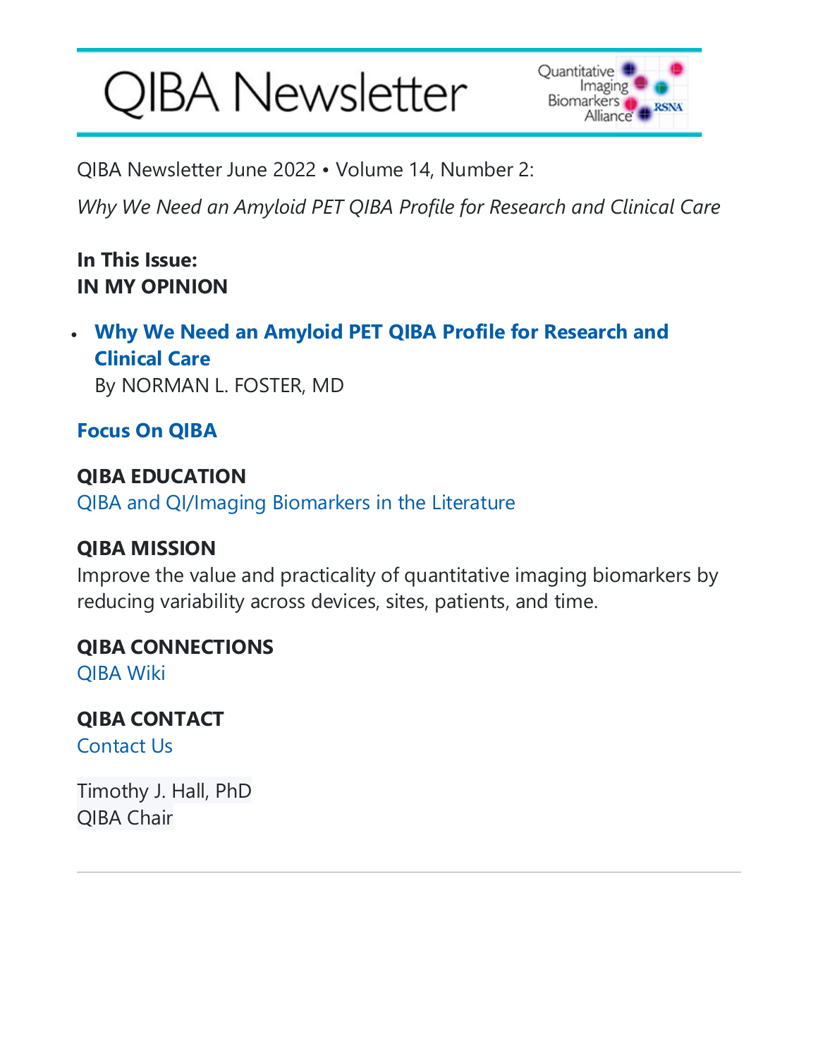# QIBA Newsletter

QIBA Newsletter June 2022 • Volume 14, Number 2:

*Why We Need an Amyloid PET QIBA Profile for Research and Clinical Care*

**In This Issue:**
**IN MY OPINION**

- **Why We Need an Amyloid PET QIBA Profile for Research and Clinical Care**
  By NORMAN L. FOSTER, MD

**Focus On QIBA**

**QIBA EDUCATION**
QIBA and QI/Imaging Biomarkers in the Literature

**QIBA MISSION**
Improve the value and practicality of quantitative imaging biomarkers by reducing variability across devices, sites, patients, and time.

**QIBA CONNECTIONS**
QIBA Wiki

**QIBA CONTACT**
Contact Us

Timothy J. Hall, PhD
QIBA Chair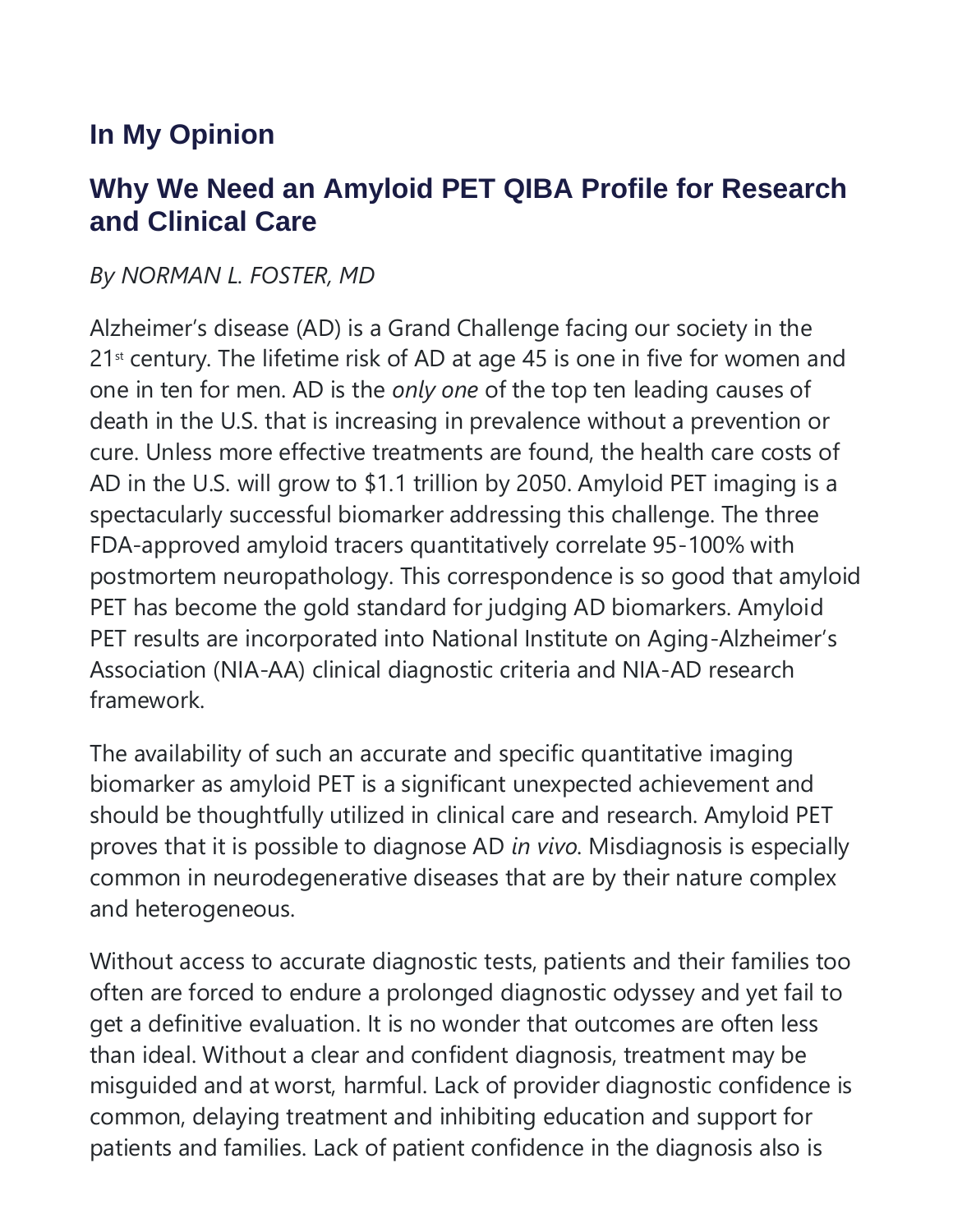## In My Opinion

## Why We Need an Amyloid PET QIBA Profile for Research and Clinical Care

*By NORMAN L. FOSTER, MD*

Alzheimer's disease (AD) is a Grand Challenge facing our society in the 21st century. The lifetime risk of AD at age 45 is one in five for women and one in ten for men. AD is the *only one* of the top ten leading causes of death in the U.S. that is increasing in prevalence without a prevention or cure. Unless more effective treatments are found, the health care costs of AD in the U.S. will grow to $1.1 trillion by 2050. Amyloid PET imaging is a spectacularly successful biomarker addressing this challenge. The three FDA-approved amyloid tracers quantitatively correlate 95-100% with postmortem neuropathology. This correspondence is so good that amyloid PET has become the gold standard for judging AD biomarkers. Amyloid PET results are incorporated into National Institute on Aging-Alzheimer's Association (NIA-AA) clinical diagnostic criteria and NIA-AD research framework.

The availability of such an accurate and specific quantitative imaging biomarker as amyloid PET is a significant unexpected achievement and should be thoughtfully utilized in clinical care and research. Amyloid PET proves that it is possible to diagnose AD *in vivo*. Misdiagnosis is especially common in neurodegenerative diseases that are by their nature complex and heterogeneous.

Without access to accurate diagnostic tests, patients and their families too often are forced to endure a prolonged diagnostic odyssey and yet fail to get a definitive evaluation. It is no wonder that outcomes are often less than ideal. Without a clear and confident diagnosis, treatment may be misguided and at worst, harmful. Lack of provider diagnostic confidence is common, delaying treatment and inhibiting education and support for patients and families. Lack of patient confidence in the diagnosis also is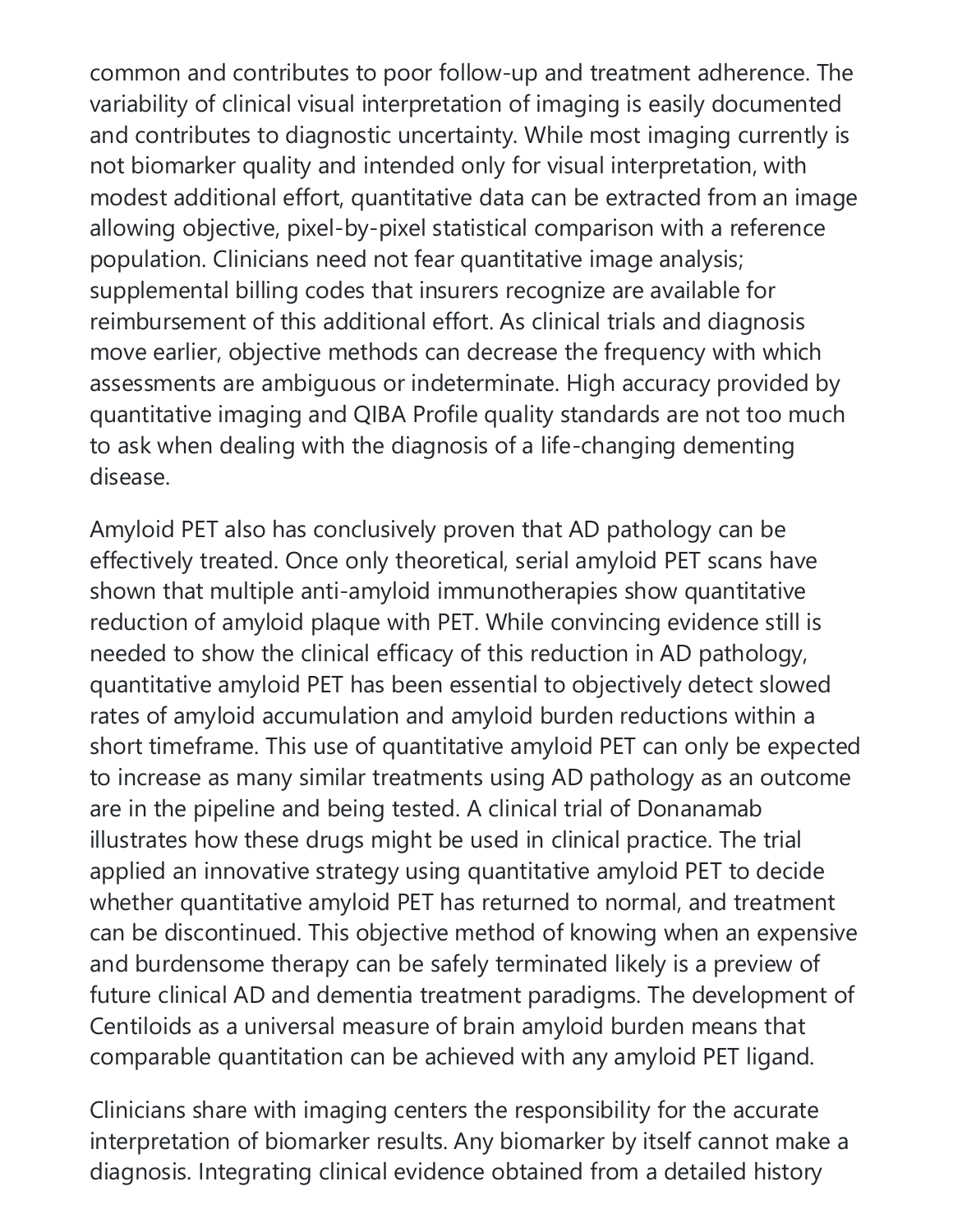common and contributes to poor follow-up and treatment adherence. The variability of clinical visual interpretation of imaging is easily documented and contributes to diagnostic uncertainty. While most imaging currently is not biomarker quality and intended only for visual interpretation, with modest additional effort, quantitative data can be extracted from an image allowing objective, pixel-by-pixel statistical comparison with a reference population. Clinicians need not fear quantitative image analysis; supplemental billing codes that insurers recognize are available for reimbursement of this additional effort. As clinical trials and diagnosis move earlier, objective methods can decrease the frequency with which assessments are ambiguous or indeterminate. High accuracy provided by quantitative imaging and QIBA Profile quality standards are not too much to ask when dealing with the diagnosis of a life-changing dementing disease.

Amyloid PET also has conclusively proven that AD pathology can be effectively treated. Once only theoretical, serial amyloid PET scans have shown that multiple anti-amyloid immunotherapies show quantitative reduction of amyloid plaque with PET. While convincing evidence still is needed to show the clinical efficacy of this reduction in AD pathology, quantitative amyloid PET has been essential to objectively detect slowed rates of amyloid accumulation and amyloid burden reductions within a short timeframe. This use of quantitative amyloid PET can only be expected to increase as many similar treatments using AD pathology as an outcome are in the pipeline and being tested. A clinical trial of Donanamab illustrates how these drugs might be used in clinical practice. The trial applied an innovative strategy using quantitative amyloid PET to decide whether quantitative amyloid PET has returned to normal, and treatment can be discontinued. This objective method of knowing when an expensive and burdensome therapy can be safely terminated likely is a preview of future clinical AD and dementia treatment paradigms. The development of Centiloids as a universal measure of brain amyloid burden means that comparable quantitation can be achieved with any amyloid PET ligand.

Clinicians share with imaging centers the responsibility for the accurate interpretation of biomarker results. Any biomarker by itself cannot make a diagnosis. Integrating clinical evidence obtained from a detailed history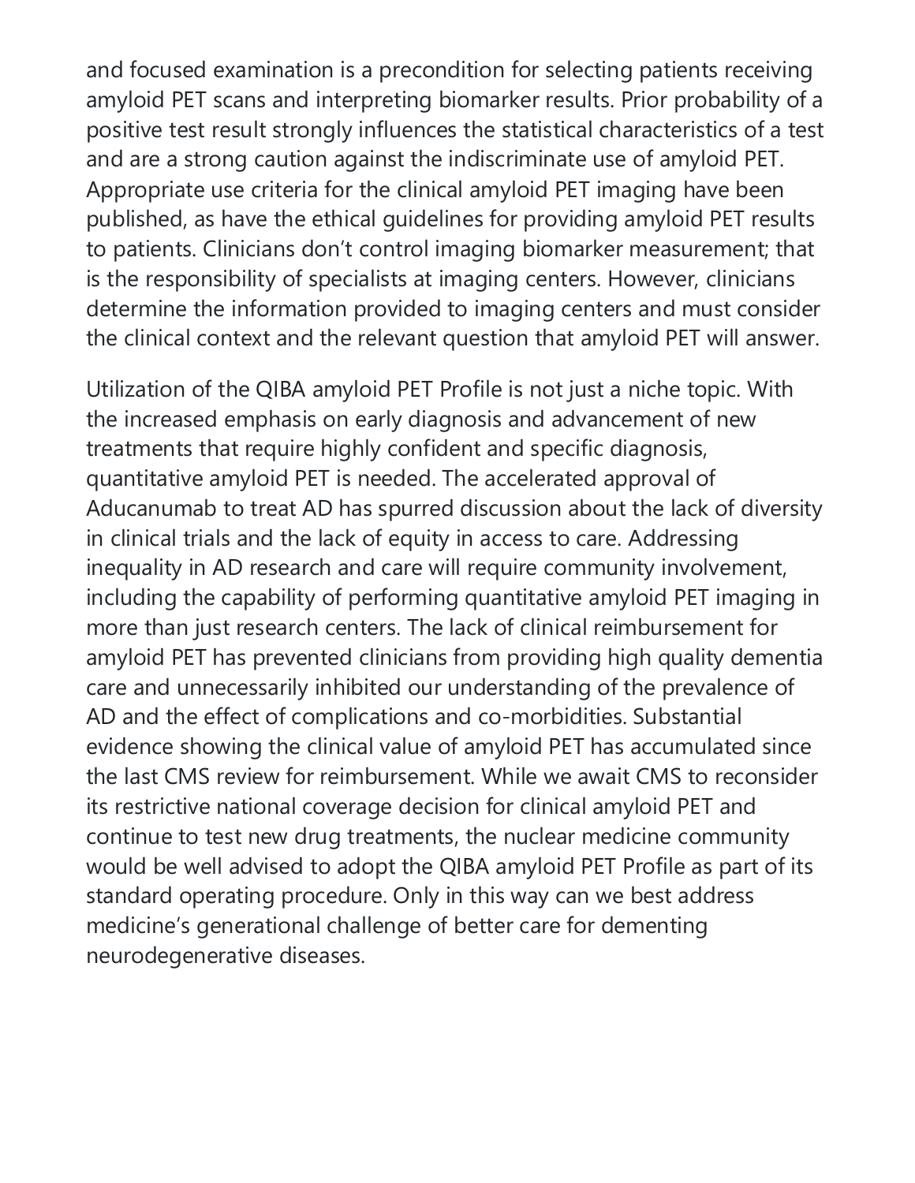and focused examination is a precondition for selecting patients receiving amyloid PET scans and interpreting biomarker results. Prior probability of a positive test result strongly influences the statistical characteristics of a test and are a strong caution against the indiscriminate use of amyloid PET. Appropriate use criteria for the clinical amyloid PET imaging have been published, as have the ethical guidelines for providing amyloid PET results to patients. Clinicians don't control imaging biomarker measurement; that is the responsibility of specialists at imaging centers. However, clinicians determine the information provided to imaging centers and must consider the clinical context and the relevant question that amyloid PET will answer.

Utilization of the QIBA amyloid PET Profile is not just a niche topic. With the increased emphasis on early diagnosis and advancement of new treatments that require highly confident and specific diagnosis, quantitative amyloid PET is needed. The accelerated approval of Aducanumab to treat AD has spurred discussion about the lack of diversity in clinical trials and the lack of equity in access to care. Addressing inequality in AD research and care will require community involvement, including the capability of performing quantitative amyloid PET imaging in more than just research centers. The lack of clinical reimbursement for amyloid PET has prevented clinicians from providing high quality dementia care and unnecessarily inhibited our understanding of the prevalence of AD and the effect of complications and co-morbidities. Substantial evidence showing the clinical value of amyloid PET has accumulated since the last CMS review for reimbursement. While we await CMS to reconsider its restrictive national coverage decision for clinical amyloid PET and continue to test new drug treatments, the nuclear medicine community would be well advised to adopt the QIBA amyloid PET Profile as part of its standard operating procedure. Only in this way can we best address medicine's generational challenge of better care for dementing neurodegenerative diseases.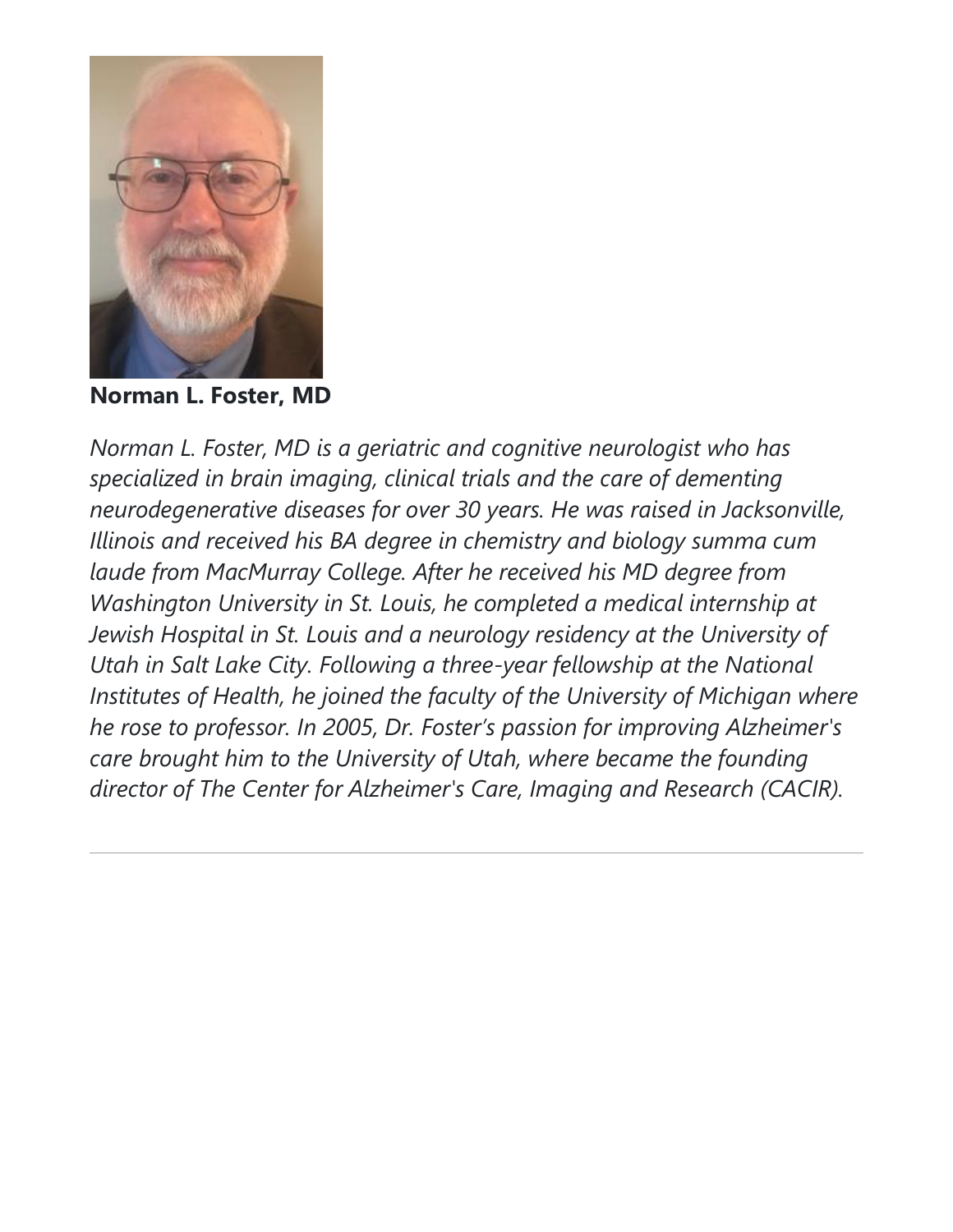**Norman L. Foster, MD**

*Norman L. Foster, MD is a geriatric and cognitive neurologist who has specialized in brain imaging, clinical trials and the care of dementing neurodegenerative diseases for over 30 years. He was raised in Jacksonville, Illinois and received his BA degree in chemistry and biology summa cum laude from MacMurray College. After he received his MD degree from Washington University in St. Louis, he completed a medical internship at Jewish Hospital in St. Louis and a neurology residency at the University of Utah in Salt Lake City. Following a three-year fellowship at the National Institutes of Health, he joined the faculty of the University of Michigan where he rose to professor. In 2005, Dr. Foster's passion for improving Alzheimer's care brought him to the University of Utah, where became the founding director of The Center for Alzheimer's Care, Imaging and Research (CACIR).*

---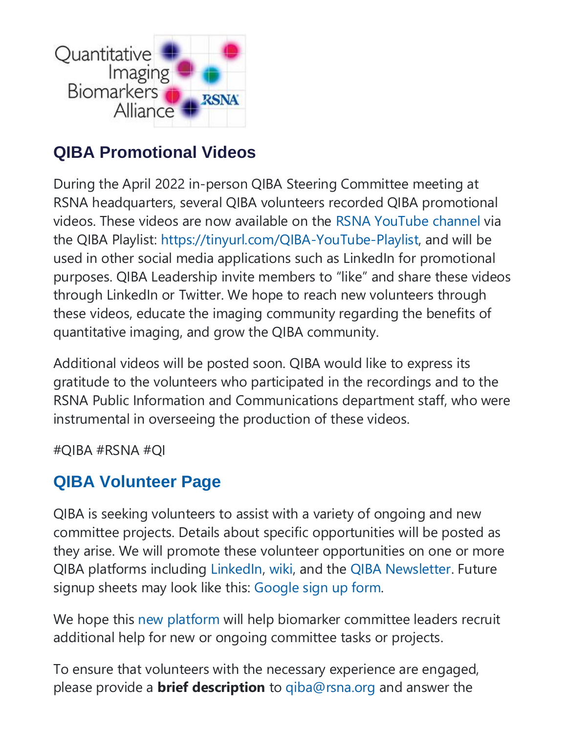## QIBA Promotional Videos

During the April 2022 in-person QIBA Steering Committee meeting at RSNA headquarters, several QIBA volunteers recorded QIBA promotional videos. These videos are now available on the RSNA YouTube channel via the QIBA Playlist: https://tinyurl.com/QIBA-YouTube-Playlist, and will be used in other social media applications such as LinkedIn for promotional purposes. QIBA Leadership invite members to “like” and share these videos through LinkedIn or Twitter. We hope to reach new volunteers through these videos, educate the imaging community regarding the benefits of quantitative imaging, and grow the QIBA community.

Additional videos will be posted soon. QIBA would like to express its gratitude to the volunteers who participated in the recordings and to the RSNA Public Information and Communications department staff, who were instrumental in overseeing the production of these videos.

#QIBA #RSNA #QI

## QIBA Volunteer Page

QIBA is seeking volunteers to assist with a variety of ongoing and new committee projects. Details about specific opportunities will be posted as they arise. We will promote these volunteer opportunities on one or more QIBA platforms including LinkedIn, wiki, and the QIBA Newsletter. Future signup sheets may look like this: Google sign up form.

We hope this new platform will help biomarker committee leaders recruit additional help for new or ongoing committee tasks or projects.

To ensure that volunteers with the necessary experience are engaged, please provide a **brief description** to qiba@rsna.org and answer the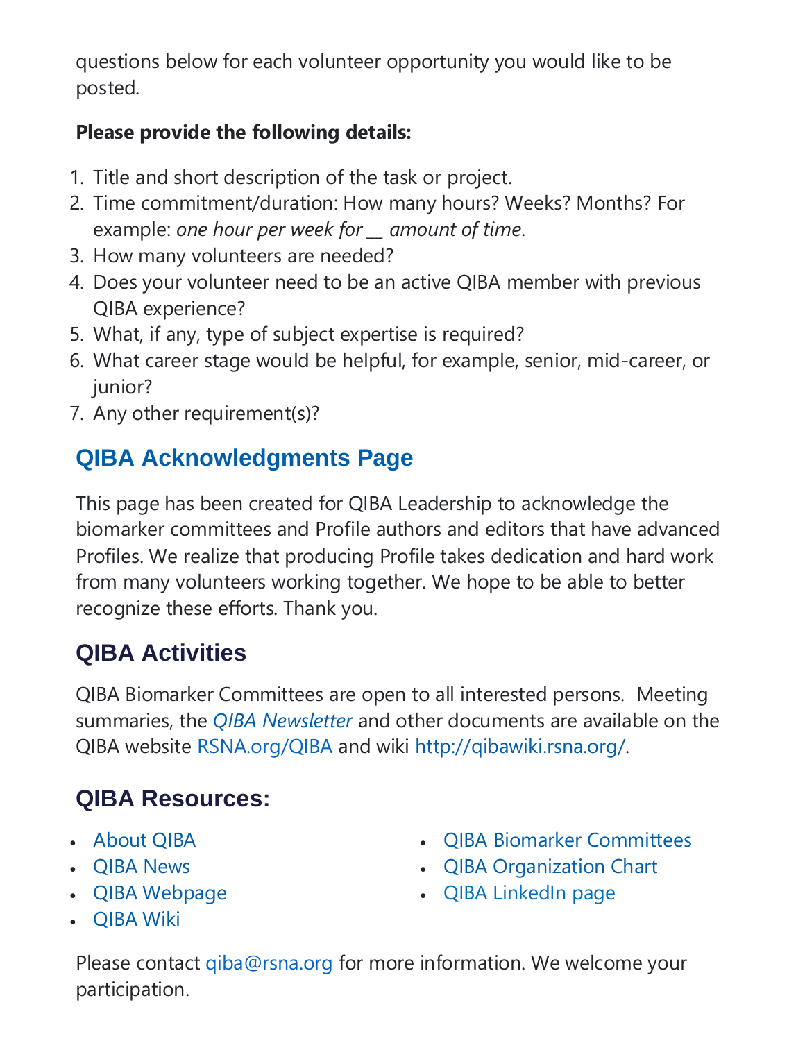questions below for each volunteer opportunity you would like to be posted.

**Please provide the following details:**

1. Title and short description of the task or project.
2. Time commitment/duration: How many hours? Weeks? Months? For example: *one hour per week for __ amount of time*.
3. How many volunteers are needed?
4. Does your volunteer need to be an active QIBA member with previous QIBA experience?
5. What, if any, type of subject expertise is required?
6. What career stage would be helpful, for example, senior, mid-career, or junior?
7. Any other requirement(s)?

## QIBA Acknowledgments Page

This page has been created for QIBA Leadership to acknowledge the biomarker committees and Profile authors and editors that have advanced Profiles. We realize that producing Profile takes dedication and hard work from many volunteers working together. We hope to be able to better recognize these efforts. Thank you.

## QIBA Activities

QIBA Biomarker Committees are open to all interested persons. Meeting summaries, the *QIBA Newsletter* and other documents are available on the QIBA website RSNA.org/QIBA and wiki http://qibawiki.rsna.org/.

## QIBA Resources:

- About QIBA
- QIBA News
- QIBA Webpage
- QIBA Wiki
- QIBA Biomarker Committees
- QIBA Organization Chart
- QIBA LinkedIn page

Please contact qiba@rsna.org for more information. We welcome your participation.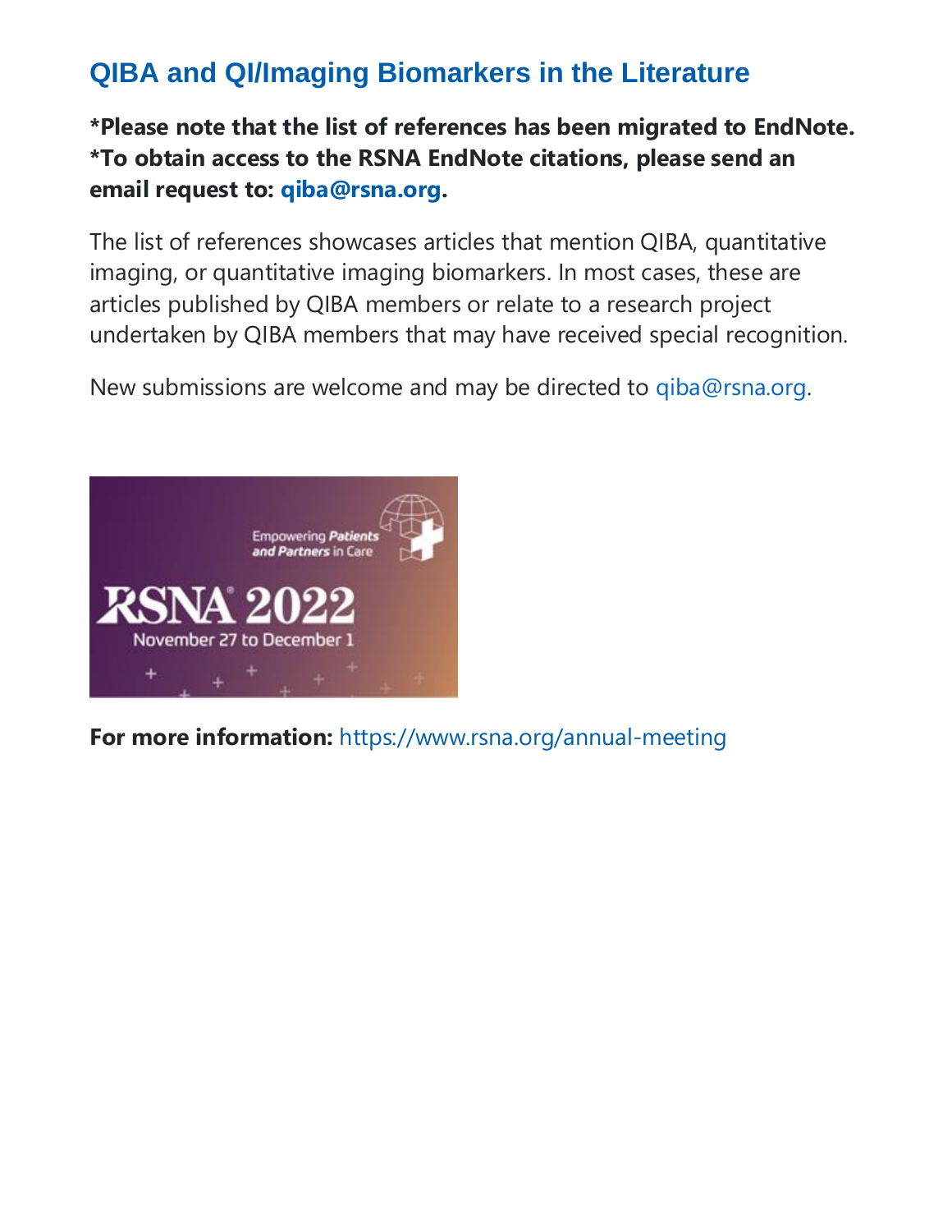## QIBA and QI/Imaging Biomarkers in the Literature

**\*Please note that the list of references has been migrated to EndNote.**
**\*To obtain access to the RSNA EndNote citations, please send an email request to: qiba@rsna.org.**

The list of references showcases articles that mention QIBA, quantitative imaging, or quantitative imaging biomarkers. In most cases, these are articles published by QIBA members or relate to a research project undertaken by QIBA members that may have received special recognition.

New submissions are welcome and may be directed to qiba@rsna.org.

**For more information:** https://www.rsna.org/annual-meeting